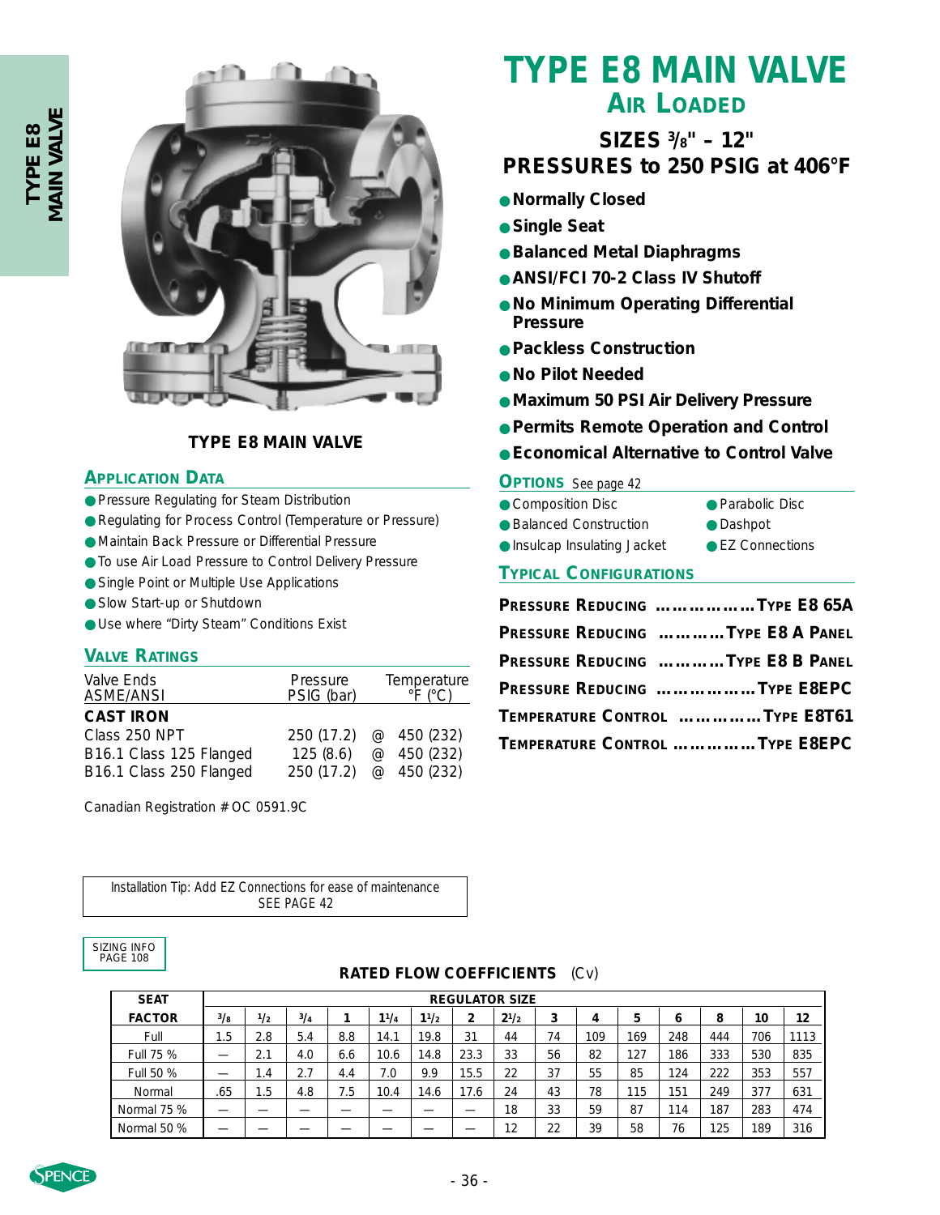# TYPE E8 MAIN VALVE

## AIR LOADED

### SIZES 3/8" – 12"
### PRESSURES to 250 PSIG at 406°F

- Normally Closed
- Single Seat
- Balanced Metal Diaphragms
- ANSI/FCI 70-2 Class IV Shutoff
- No Minimum Operating Differential Pressure
- Packless Construction
- No Pilot Needed
- Maximum 50 PSI Air Delivery Pressure
- Permits Remote Operation and Control
- Economical Alternative to Control Valve

TYPE E8 MAIN VALVE

## APPLICATION DATA

- Pressure Regulating for Steam Distribution
- Regulating for Process Control (Temperature or Pressure)
- Maintain Back Pressure or Differential Pressure
- To use Air Load Pressure to Control Delivery Pressure
- Single Point or Multiple Use Applications
- Slow Start-up or Shutdown
- Use where "Dirty Steam" Conditions Exist

## VALVE RATINGS

| Valve Ends ASME/ANSI | Pressure PSIG (bar) | | Temperature °F (°C) |
|---|---|---|---|
| **CAST IRON** | | | |
| Class 250 NPT | 250 (17.2) | @ | 450 (232) |
| B16.1 Class 125 Flanged | 125 (8.6) | @ | 450 (232) |
| B16.1 Class 250 Flanged | 250 (17.2) | @ | 450 (232) |

Canadian Registration # OC 0591.9C

## OPTIONS See page 42

- Composition Disc
- Balanced Construction
- Insulcap Insulating Jacket
- Parabolic Disc
- Dashpot
- EZ Connections

## TYPICAL CONFIGURATIONS

- PRESSURE REDUCING ……………… TYPE E8 65A
- PRESSURE REDUCING ………… TYPE E8 A PANEL
- PRESSURE REDUCING ………… TYPE E8 B PANEL
- PRESSURE REDUCING ……………… TYPE E8EPC
- TEMPERATURE CONTROL …………… TYPE E8T61
- TEMPERATURE CONTROL …………… TYPE E8EPC

Installation Tip: Add EZ Connections for ease of maintenance
SEE PAGE 42

SIZING INFO PAGE 108

**RATED FLOW COEFFICIENTS** (Cv)

| SEAT FACTOR | REGULATOR SIZE | | | | | | | | | | | | | | |
|---|---|---|---|---|---|---|---|---|---|---|---|---|---|---|---|
| | 3/8 | 1/2 | 3/4 | 1 | 1 1/4 | 1 1/2 | 2 | 2 1/2 | 3 | 4 | 5 | 6 | 8 | 10 | 12 |
| Full | 1.5 | 2.8 | 5.4 | 8.8 | 14.1 | 19.8 | 31 | 44 | 74 | 109 | 169 | 248 | 444 | 706 | 1113 |
| Full 75 % | — | 2.1 | 4.0 | 6.6 | 10.6 | 14.8 | 23.3 | 33 | 56 | 82 | 127 | 186 | 333 | 530 | 835 |
| Full 50 % | — | 1.4 | 2.7 | 4.4 | 7.0 | 9.9 | 15.5 | 22 | 37 | 55 | 85 | 124 | 222 | 353 | 557 |
| Normal | .65 | 1.5 | 4.8 | 7.5 | 10.4 | 14.6 | 17.6 | 24 | 43 | 78 | 115 | 151 | 249 | 377 | 631 |
| Normal 75 % | — | — | — | — | — | — | — | 18 | 33 | 59 | 87 | 114 | 187 | 283 | 474 |
| Normal 50 % | — | — | — | — | — | — | — | 12 | 22 | 39 | 58 | 76 | 125 | 189 | 316 |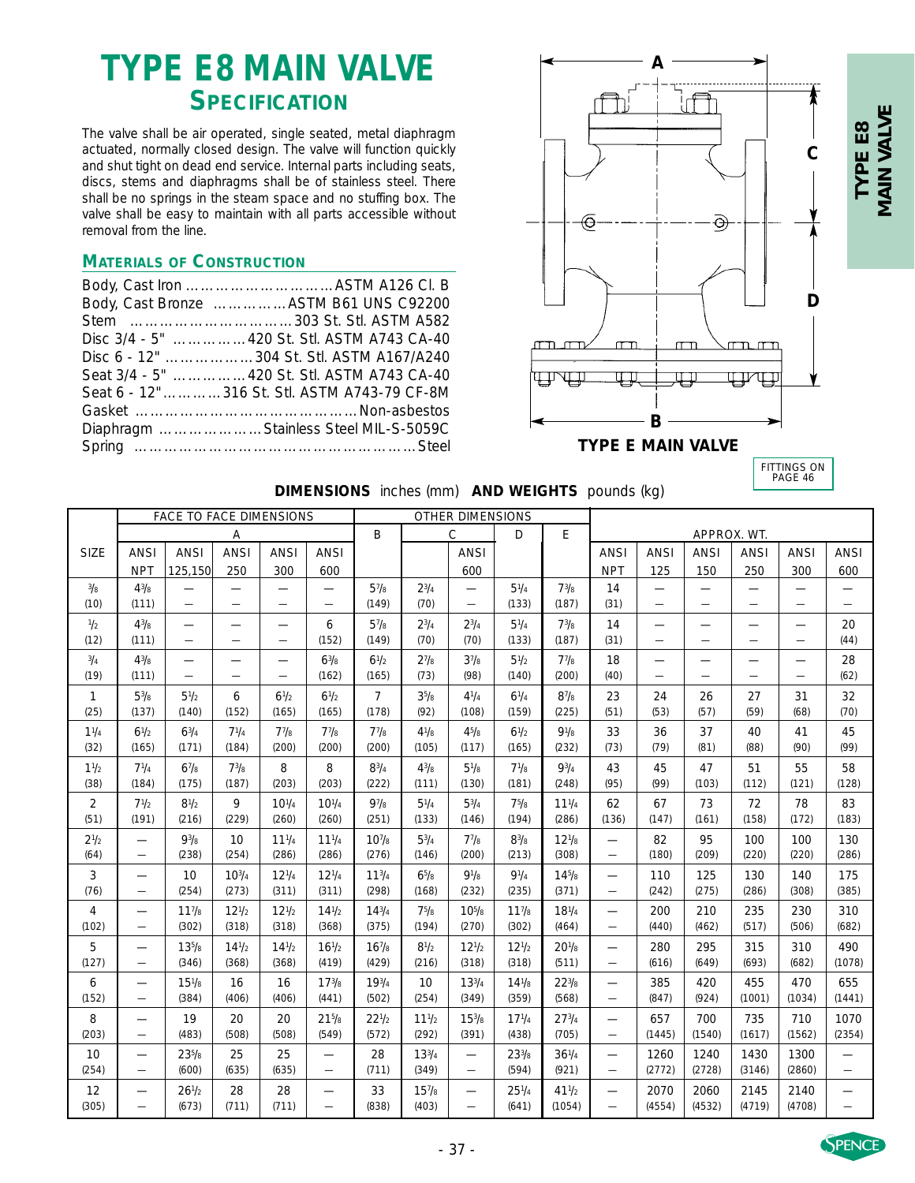# TYPE E8 MAIN VALVE
## SPECIFICATION

The valve shall be air operated, single seated, metal diaphragm actuated, normally closed design. The valve will function quickly and shut tight on dead end service. Internal parts including seats, discs, stems and diaphragms shall be of stainless steel. There shall be no springs in the steam space and no stuffing box. The valve shall be easy to maintain with all parts accessible without removal from the line.

### MATERIALS OF CONSTRUCTION

Body, Cast Iron ........................ ASTM A126 Cl. B
Body, Cast Bronze ............... ASTM B61 UNS C92200
Stem .............................. 303 St. Stl. ASTM A582
Disc 3/4 - 5" ............... 420 St. Stl. ASTM A743 CA-40
Disc 6 - 12" ................. 304 St. Stl. ASTM A167/A240
Seat 3/4 - 5" ............... 420 St. Stl. ASTM A743 CA-40
Seat 6 - 12"........... 316 St. Stl. ASTM A743-79 CF-8M
Gasket .......................................... Non-asbestos
Diaphragm ................... Stainless Steel MIL-S-5059C
Spring ...................................................... Steel

A

C

D

B

TYPE E MAIN VALVE

FITTINGS ON PAGE 46

**DIMENSIONS** inches (mm) **AND WEIGHTS** pounds (kg)

| SIZE | FACE TO FACE DIMENSIONS A | | | | | OTHER DIMENSIONS | | | | | APPROX. WT. | | | | | |
|---|---|---|---|---|---|---|---|---|---|---|---|---|---|---|---|---|
| | ANSI NPT | ANSI 125,150 | ANSI 250 | ANSI 300 | ANSI 600 | B | C | C ANSI 600 | D | E | ANSI NPT | ANSI 125 | ANSI 150 | ANSI 250 | ANSI 300 | ANSI 600 |
| 3/8 (10) | 4 3/8 (111) | — | — | — | — | 5 7/8 (149) | 2 3/4 (70) | — | 5 1/4 (133) | 7 3/8 (187) | 14 (31) | — | — | — | — | — |
| 1/2 (12) | 4 3/8 (111) | — | — | — | 6 (152) | 5 7/8 (149) | 2 3/4 (70) | 2 3/4 (70) | 5 1/4 (133) | 7 3/8 (187) | 14 (31) | — | — | — | — | 20 (44) |
| 3/4 (19) | 4 3/8 (111) | — | — | — | 6 3/8 (162) | 6 1/2 (165) | 2 7/8 (73) | 3 7/8 (98) | 5 1/2 (140) | 7 7/8 (200) | 18 (40) | — | — | — | — | 28 (62) |
| 1 (25) | 5 3/8 (137) | 5 1/2 (140) | 6 (152) | 6 1/2 (165) | 6 1/2 (165) | 7 (178) | 3 5/8 (92) | 4 1/4 (108) | 6 1/4 (159) | 8 7/8 (225) | 23 (51) | 24 (53) | 26 (57) | 27 (59) | 31 (68) | 32 (70) |
| 1 1/4 (32) | 6 1/2 (165) | 6 3/4 (171) | 7 1/4 (184) | 7 7/8 (200) | 7 7/8 (200) | 7 7/8 (200) | 4 1/8 (105) | 4 5/8 (117) | 6 1/2 (165) | 9 1/8 (232) | 33 (73) | 36 (79) | 37 (81) | 40 (88) | 41 (90) | 45 (99) |
| 1 1/2 (38) | 7 1/4 (184) | 6 7/8 (175) | 7 3/8 (187) | 8 (203) | 8 (203) | 8 3/4 (222) | 4 3/8 (111) | 5 1/8 (130) | 7 1/8 (181) | 9 3/4 (248) | 43 (95) | 45 (99) | 47 (103) | 51 (112) | 55 (121) | 58 (128) |
| 2 (51) | 7 1/2 (191) | 8 1/2 (216) | 9 (229) | 10 1/4 (260) | 10 1/4 (260) | 9 7/8 (251) | 5 1/4 (133) | 5 3/4 (146) | 7 5/8 (194) | 11 1/4 (286) | 62 (136) | 67 (147) | 73 (161) | 72 (158) | 78 (172) | 83 (183) |
| 2 1/2 (64) | — | 9 3/8 (238) | 10 (254) | 11 1/4 (286) | 11 1/4 (286) | 10 7/8 (276) | 5 3/4 (146) | 7 7/8 (200) | 8 3/8 (213) | 12 1/8 (308) | — | 82 (180) | 95 (209) | 100 (220) | 100 (220) | 130 (286) |
| 3 (76) | — | 10 (254) | 10 3/4 (273) | 12 1/4 (311) | 12 1/4 (311) | 11 3/4 (298) | 6 5/8 (168) | 9 1/8 (232) | 9 1/4 (235) | 14 5/8 (371) | — | 110 (242) | 125 (275) | 130 (286) | 140 (308) | 175 (385) |
| 4 (102) | — | 11 7/8 (302) | 12 1/2 (318) | 12 1/2 (318) | 14 1/2 (368) | 14 3/4 (375) | 7 5/8 (194) | 10 5/8 (270) | 11 7/8 (302) | 18 1/4 (464) | — | 200 (440) | 210 (462) | 235 (517) | 230 (506) | 310 (682) |
| 5 (127) | — | 13 5/8 (346) | 14 1/2 (368) | 14 1/2 (368) | 16 1/2 (419) | 16 7/8 (429) | 8 1/2 (216) | 12 1/2 (318) | 12 1/2 (318) | 20 1/8 (511) | — | 280 (616) | 295 (649) | 315 (693) | 310 (682) | 490 (1078) |
| 6 (152) | — | 15 1/8 (384) | 16 (406) | 16 (406) | 17 3/8 (441) | 19 3/4 (502) | 10 (254) | 13 3/4 (349) | 14 1/8 (359) | 22 3/8 (568) | — | 385 (847) | 420 (924) | 455 (1001) | 470 (1034) | 655 (1441) |
| 8 (203) | — | 19 (483) | 20 (508) | 20 (508) | 21 5/8 (549) | 22 1/2 (572) | 11 1/2 (292) | 15 3/8 (391) | 17 1/4 (438) | 27 3/4 (705) | — | 657 (1445) | 700 (1540) | 735 (1617) | 710 (1562) | 1070 (2354) |
| 10 (254) | — | 23 5/8 (600) | 25 (635) | 25 (635) | — | 28 (711) | 13 3/4 (349) | — | 23 3/8 (594) | 36 1/4 (921) | — | 1260 (2772) | 1240 (2728) | 1430 (3146) | 1300 (2860) | — |
| 12 (305) | — | 26 1/2 (673) | 28 (711) | 28 (711) | — | 33 (838) | 15 7/8 (403) | — | 25 1/4 (641) | 41 1/2 (1054) | — | 2070 (4554) | 2060 (4532) | 2145 (4719) | 2140 (4708) | — |